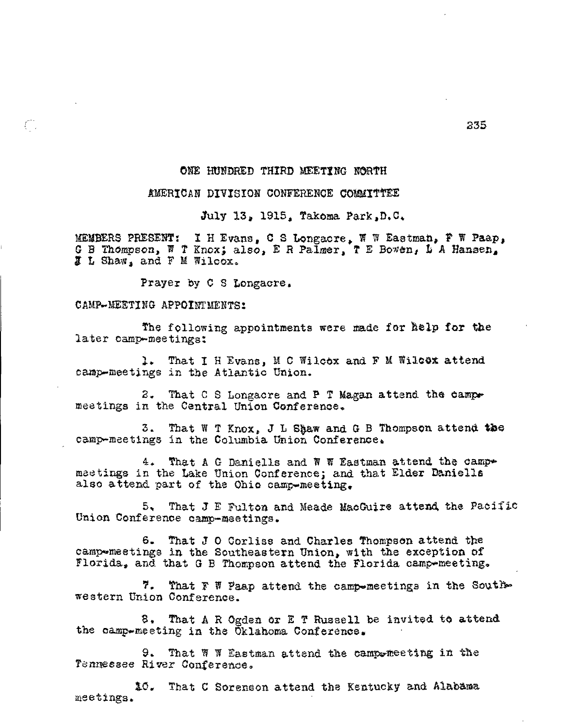## ONE HUNDRED THIRD MEETING NORTH

## AMERICAN DIVISION CONFERENCE COMMITTEE

July 13, 1915, Takoma Park, D.C.

MEMBERS PRESENT: I H Evans, C S Longacre, W W Eastman, F W Paap, G B Thompson, W T Knox; also, E R Palmer, T E Bowen, L A Hansen, J L Shaw, and F M Wilcox.

Prayer by C S Longacre.

CAMP-MEETING APPOINTMENTS:

The following appointments were made for help for the later camp-meetings:

1. That I H Evans, M C Wilcox and F M Wilcox attend camp-meetings in the Atlantic Union.

2. That C S Longacre and P T Magan attend the camp-meetings in the Central Union Conference.

3. That W T Knox, J L Shaw and G B Thompson attend the camp-meetings in the Columbia Union Conference.

4. That A G Daniells and W W Eastman attend the camp-meetings in the Lake Union Conference; and that Elder Daniells also attend part of the Ohio camp-meeting.

5. That J E Fulton and Meade MacGuire attend the Pacific Union Conference camp-meetings.

6. That J O Corliss and Charles Thompson attend the camp-meetings in the Southeastern Union, with the exception of Florida, and that G B Thompson attend the Florida camp-meeting.

7. That F W Paap attend the camp-meetings in the Southwestern Union Conference.

8. That A R Ogden or E T Russell be invited to attend the camp-meeting in the Oklahoma Conference.

9. That W W Eastman attend the camp-meeting in the Tennessee River Conference.

10. That C Sorenson attend the Kentucky and Alabama meetings.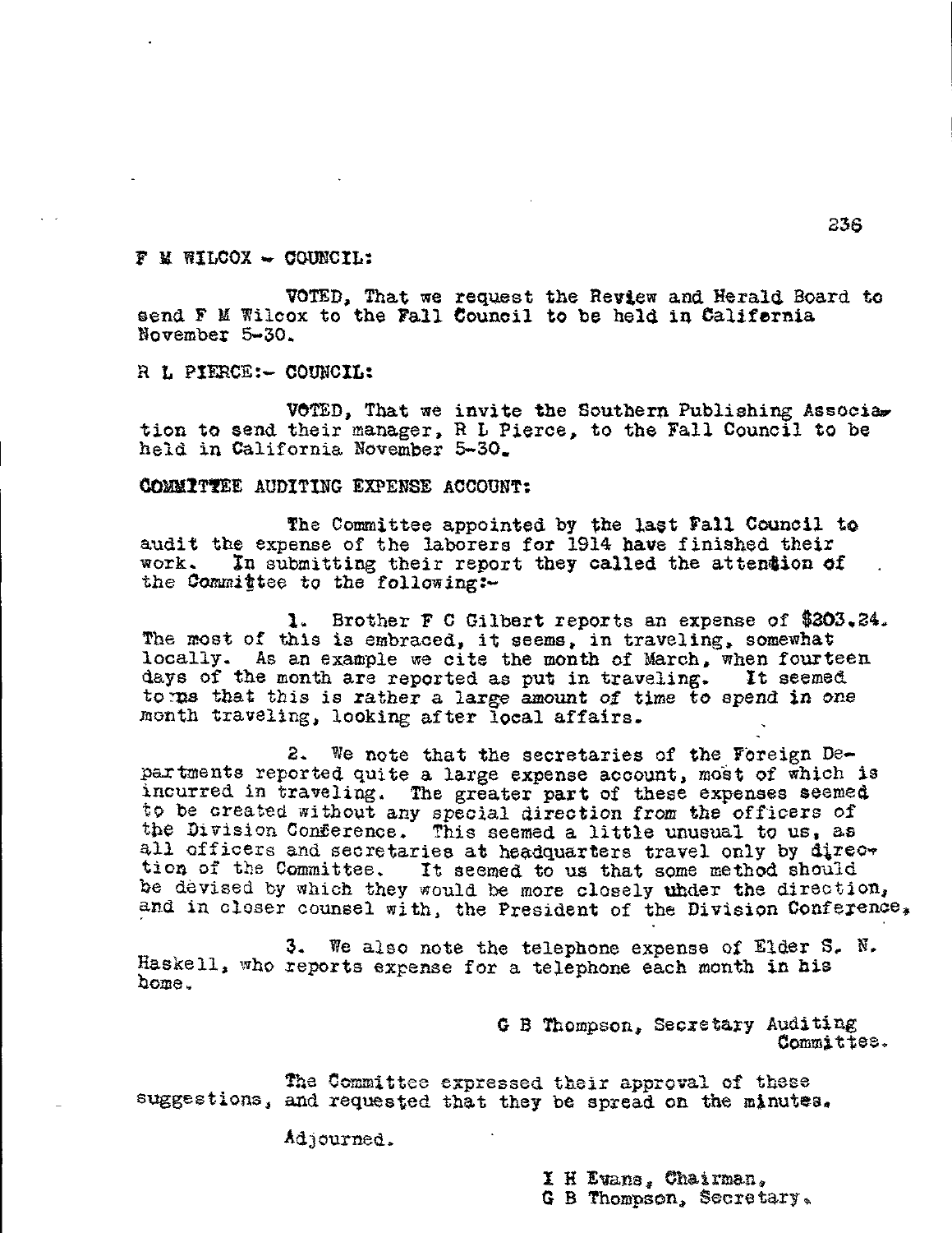F M WILCOX - COUNCIL:

VOTED, That we request the Review and Herald Board to send F M Wilcox to the Fall Council to be held in California November 5-30.

R L PIERCE:- COUNCIL:

VOTED, That we invite the Southern Publishing Association to send their manager, R L Pierce, to the Fall Council to be held in California November 5-30.

COMMITTEE AUDITING EXPENSE ACCOUNT:

The Committee appointed by the last Fall Council to audit the expense of the laborers for 1914 have finished their work. In submitting their report they called the attention of the Committee to the following:-

1. Brother F C Gilbert reports an expense of $303.34. The most of this is embraced, it seems, in traveling, somewhat locally. As an example we cite the month of March, when fourteen days of the month are reported as put in traveling. It seemed to us that this is rather a large amount of time to spend in one month traveling, looking after local affairs.

2. We note that the secretaries of the Foreign Departments reported quite a large expense account, most of which is incurred in traveling. The greater part of these expenses seemed to be created without any special direction from the officers of the Division Conference. This seemed a little unusual to us, as all officers and secretaries at headquarters travel only by direction of the Committee. It seemed to us that some method should be devised by which they would be more closely under the direction, and in closer counsel with, the President of the Division Conference.

3. We also note the telephone expense of Elder S. N. Haskell, who reports expense for a telephone each month in his home.

G B Thompson, Secretary Auditing Committee.

The Committee expressed their approval of these suggestions, and requested that they be spread on the minutes.

Adjourned.

I H Evans, Chairman,
G B Thompson, Secretary.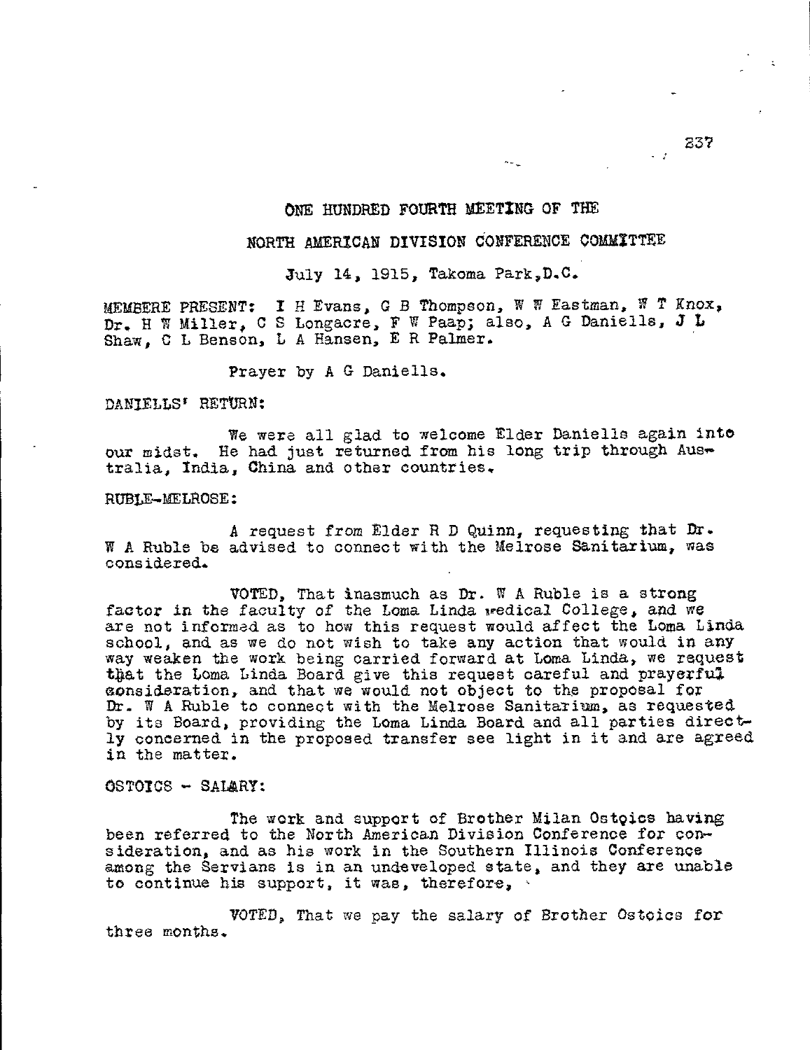ONE HUNDRED FOURTH MEETING OF THE

NORTH AMERICAN DIVISION CONFERENCE COMMITTEE

July 14, 1915, Takoma Park, D.C.

MEMBERE PRESENT: I H Evans, G B Thompson, W W Eastman, W T Knox, Dr. H W Miller, C S Longacre, F W Paap; also, A G Daniells, J L Shaw, C L Benson, L A Hansen, E R Palmer.

Prayer by A G Daniells.

DANIELLS' RETURN:

We were all glad to welcome Elder Daniells again into our midst. He had just returned from his long trip through Australia, India, China and other countries.

RUBLE-MELROSE:

A request from Elder R D Quinn, requesting that Dr. W A Ruble be advised to connect with the Melrose Sanitarium, was considered.

VOTED, That inasmuch as Dr. W A Ruble is a strong factor in the faculty of the Loma Linda Medical College, and we are not informed as to how this request would affect the Loma Linda school, and as we do not wish to take any action that would in any way weaken the work being carried forward at Loma Linda, we request that the Loma Linda Board give this request careful and prayerful consideration, and that we would not object to the proposal for Dr. W A Ruble to connect with the Melrose Sanitarium, as requested by its Board, providing the Loma Linda Board and all parties directly concerned in the proposed transfer see light in it and are agreed in the matter.

OSTOICS - SALARY:

The work and support of Brother Milan Ostoics having been referred to the North American Division Conference for consideration, and as his work in the Southern Illinois Conference among the Servians is in an undeveloped state, and they are unable to continue his support, it was, therefore,

VOTED, That we pay the salary of Brother Ostoics for three months.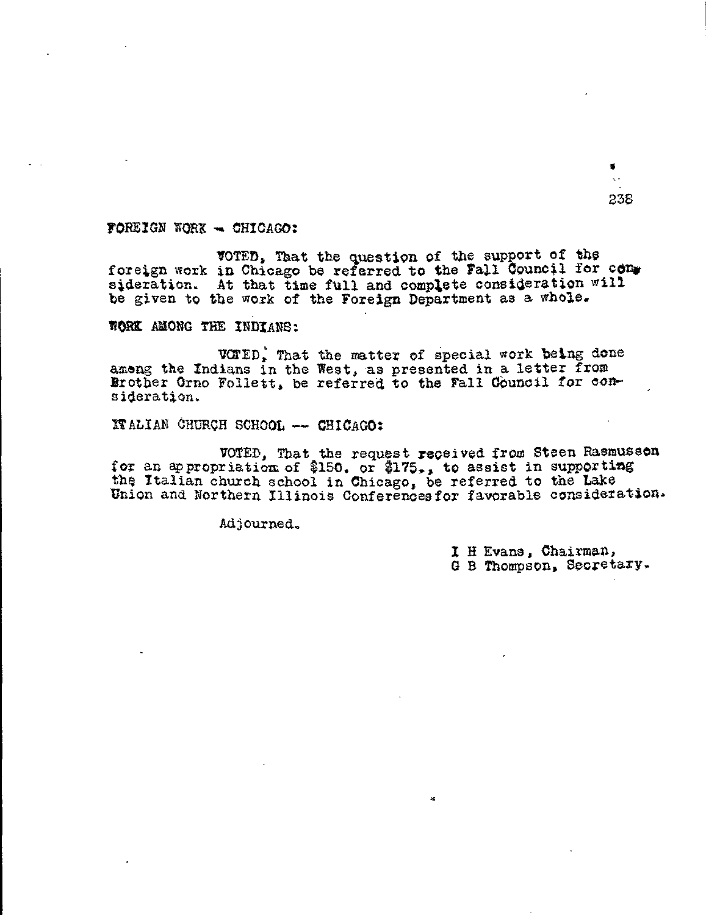FOREIGN WORK -- CHICAGO:

VOTED, That the question of the support of the foreign work in Chicago be referred to the Fall Council for consideration. At that time full and complete consideration will be given to the work of the Foreign Department as a whole.

WORK AMONG THE INDIANS:

VOTED, That the matter of special work being done among the Indians in the West, as presented in a letter from Brother Orno Follett, be referred to the Fall Council for consideration.

ITALIAN CHURCH SCHOOL -- CHICAGO:

VOTED, That the request received from Steen Rasmussen for an appropriation of $150. or $175., to assist in supporting the Italian church school in Chicago, be referred to the Lake Union and Northern Illinois Conferences for favorable consideration.

Adjourned.

I H Evans, Chairman,
G B Thompson, Secretary.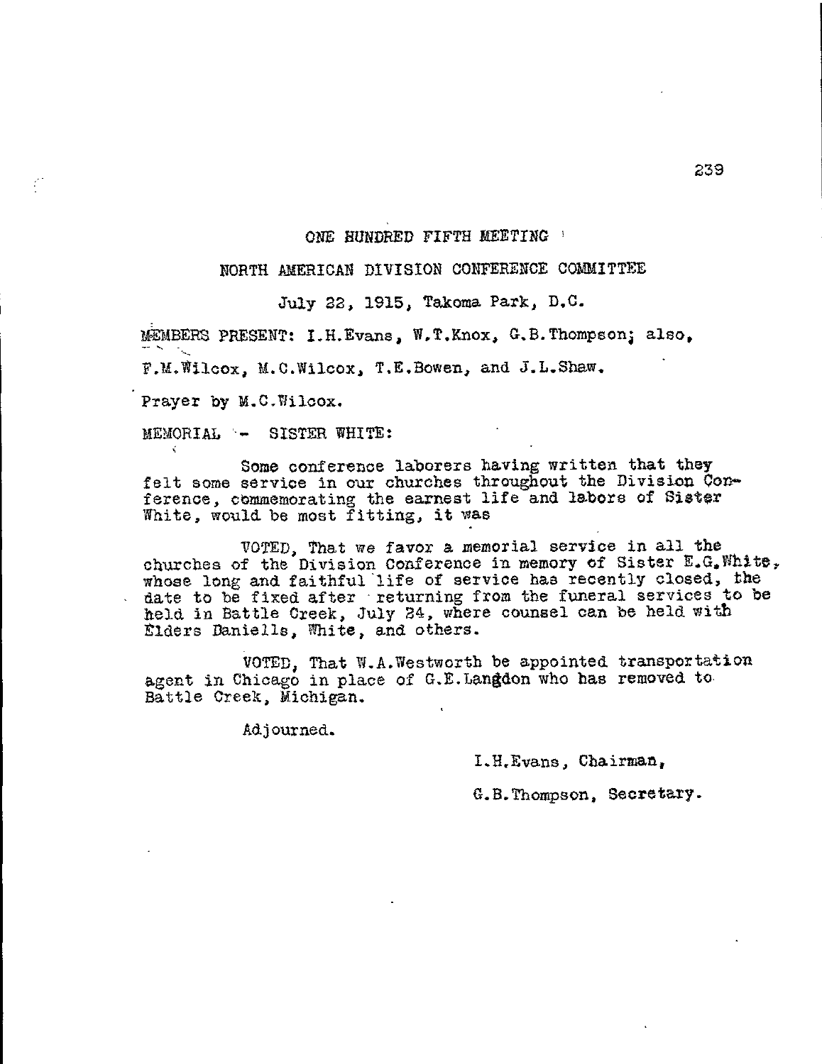# ONE HUNDRED FIFTH MEETING

## NORTH AMERICAN DIVISION CONFERENCE COMMITTEE

July 22, 1915, Takoma Park, D.C.

MEMBERS PRESENT: I.H.Evans, W.T.Knox, G.B.Thompson; also, F.M.Wilcox, M.C.Wilcox, T.E.Bowen, and J.L.Shaw.

Prayer by M.C.Wilcox.

MEMORIAL -- SISTER WHITE:

Some conference laborers having written that they felt some service in our churches throughout the Division Conference, commemorating the earnest life and labors of Sister White, would be most fitting, it was

VOTED, That we favor a memorial service in all the churches of the Division Conference in memory of Sister E.G.White, whose long and faithful life of service has recently closed, the date to be fixed after returning from the funeral services to be held in Battle Creek, July 24, where counsel can be held with Elders Daniells, White, and others.

VOTED, That W.A.Westworth be appointed transportation agent in Chicago in place of G.E.Langdon who has removed to Battle Creek, Michigan.

Adjourned.

I.H.Evans, Chairman,

G.B.Thompson, Secretary.